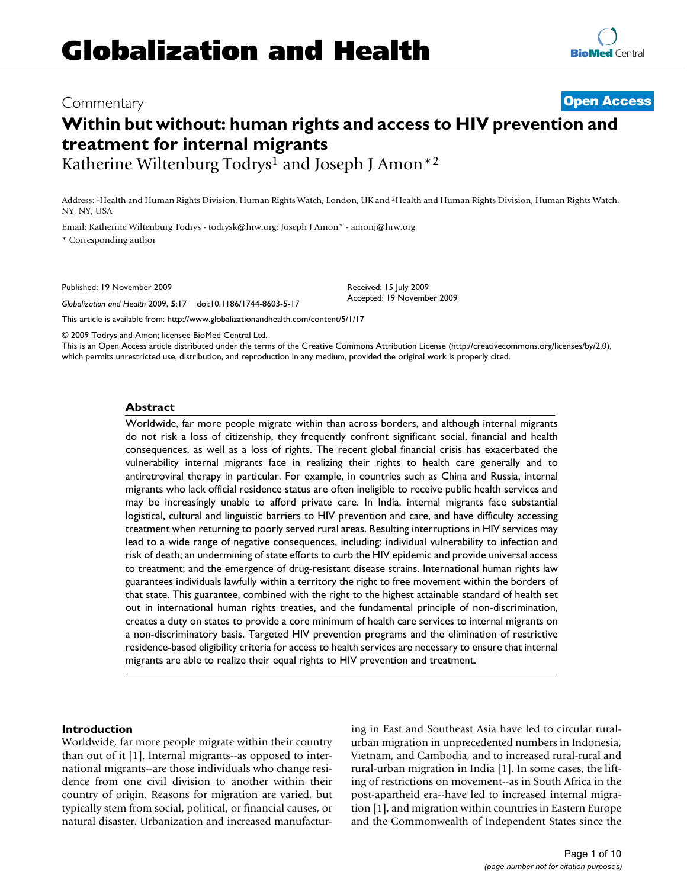Commentary

**Open Access**

# Within but without: human rights and access to HIV prevention and treatment for internal migrants

Katherine Wiltenburg Todrys[1] and Joseph J Amon*[2]

Address: [1]Health and Human Rights Division, Human Rights Watch, London, UK and [2]Health and Human Rights Division, Human Rights Watch, NY, NY, USA

Email: Katherine Wiltenburg Todrys - todrysk@hrw.org; Joseph J Amon* - amonj@hrw.org

\* Corresponding author

Published: 19 November 2009

*Globalization and Health* 2009, **5**:17 doi:10.1186/1744-8603-5-17

Received: 15 July 2009
Accepted: 19 November 2009

This article is available from: http://www.globalizationandhealth.com/content/5/1/17

© 2009 Todrys and Amon; licensee BioMed Central Ltd.

This is an Open Access article distributed under the terms of the Creative Commons Attribution License (http://creativecommons.org/licenses/by/2.0), which permits unrestricted use, distribution, and reproduction in any medium, provided the original work is properly cited.

## Abstract

Worldwide, far more people migrate within than across borders, and although internal migrants do not risk a loss of citizenship, they frequently confront significant social, financial and health consequences, as well as a loss of rights. The recent global financial crisis has exacerbated the vulnerability internal migrants face in realizing their rights to health care generally and to antiretroviral therapy in particular. For example, in countries such as China and Russia, internal migrants who lack official residence status are often ineligible to receive public health services and may be increasingly unable to afford private care. In India, internal migrants face substantial logistical, cultural and linguistic barriers to HIV prevention and care, and have difficulty accessing treatment when returning to poorly served rural areas. Resulting interruptions in HIV services may lead to a wide range of negative consequences, including: individual vulnerability to infection and risk of death; an undermining of state efforts to curb the HIV epidemic and provide universal access to treatment; and the emergence of drug-resistant disease strains. International human rights law guarantees individuals lawfully within a territory the right to free movement within the borders of that state. This guarantee, combined with the right to the highest attainable standard of health set out in international human rights treaties, and the fundamental principle of non-discrimination, creates a duty on states to provide a core minimum of health care services to internal migrants on a non-discriminatory basis. Targeted HIV prevention programs and the elimination of restrictive residence-based eligibility criteria for access to health services are necessary to ensure that internal migrants are able to realize their equal rights to HIV prevention and treatment.

## Introduction

Worldwide, far more people migrate within their country than out of it [1]. Internal migrants--as opposed to international migrants--are those individuals who change residence from one civil division to another within their country of origin. Reasons for migration are varied, but typically stem from social, political, or financial causes, or natural disaster. Urbanization and increased manufacturing in East and Southeast Asia have led to circular rural-urban migration in unprecedented numbers in Indonesia, Vietnam, and Cambodia, and to increased rural-rural and rural-urban migration in India [1]. In some cases, the lifting of restrictions on movement--as in South Africa in the post-apartheid era--have led to increased internal migration [1], and migration within countries in Eastern Europe and the Commonwealth of Independent States since the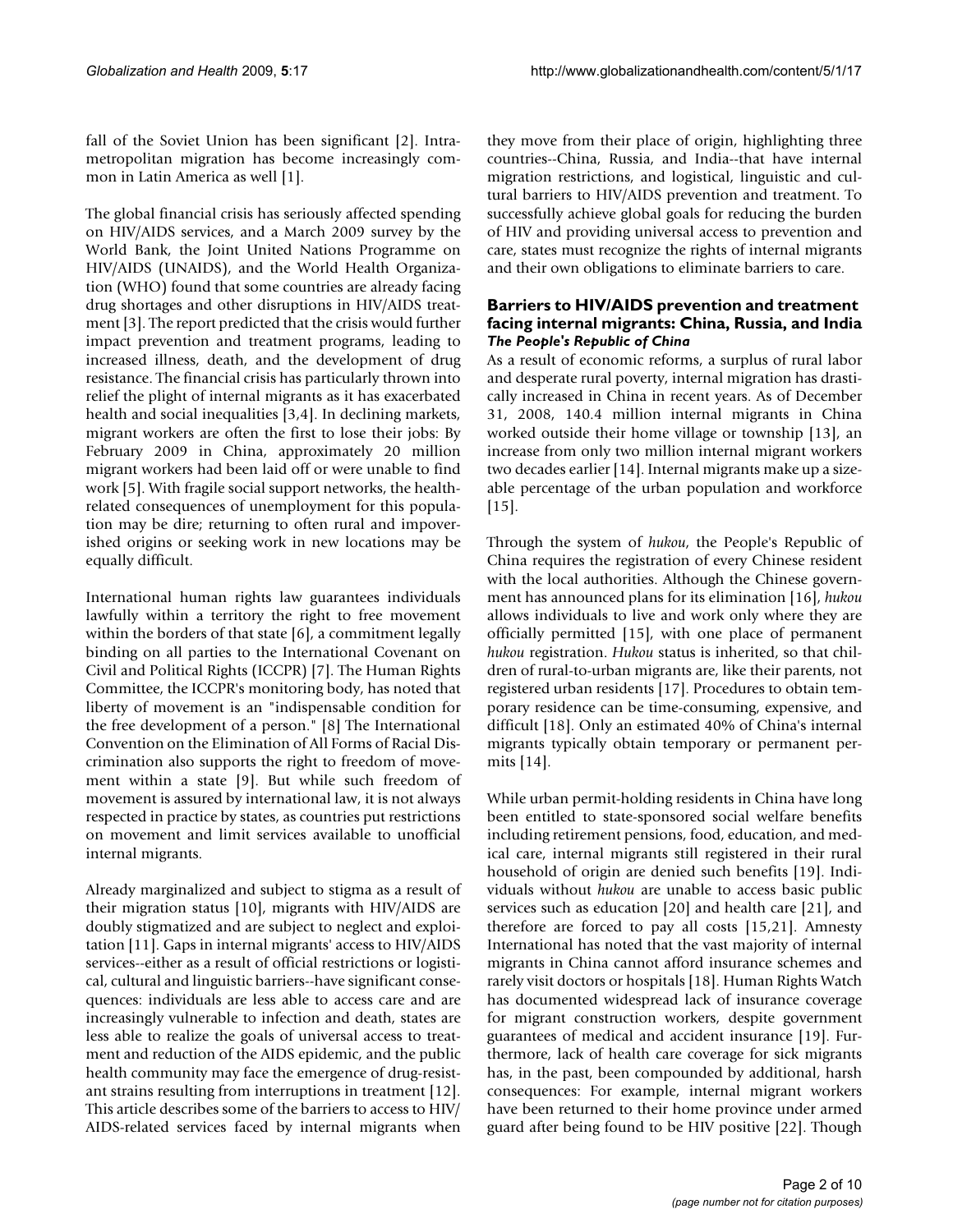fall of the Soviet Union has been significant [2]. Intra-metropolitan migration has become increasingly common in Latin America as well [1].

The global financial crisis has seriously affected spending on HIV/AIDS services, and a March 2009 survey by the World Bank, the Joint United Nations Programme on HIV/AIDS (UNAIDS), and the World Health Organization (WHO) found that some countries are already facing drug shortages and other disruptions in HIV/AIDS treatment [3]. The report predicted that the crisis would further impact prevention and treatment programs, leading to increased illness, death, and the development of drug resistance. The financial crisis has particularly thrown into relief the plight of internal migrants as it has exacerbated health and social inequalities [3,4]. In declining markets, migrant workers are often the first to lose their jobs: By February 2009 in China, approximately 20 million migrant workers had been laid off or were unable to find work [5]. With fragile social support networks, the health-related consequences of unemployment for this population may be dire; returning to often rural and impoverished origins or seeking work in new locations may be equally difficult.

International human rights law guarantees individuals lawfully within a territory the right to free movement within the borders of that state [6], a commitment legally binding on all parties to the International Covenant on Civil and Political Rights (ICCPR) [7]. The Human Rights Committee, the ICCPR's monitoring body, has noted that liberty of movement is an "indispensable condition for the free development of a person." [8] The International Convention on the Elimination of All Forms of Racial Discrimination also supports the right to freedom of movement within a state [9]. But while such freedom of movement is assured by international law, it is not always respected in practice by states, as countries put restrictions on movement and limit services available to unofficial internal migrants.

Already marginalized and subject to stigma as a result of their migration status [10], migrants with HIV/AIDS are doubly stigmatized and are subject to neglect and exploitation [11]. Gaps in internal migrants' access to HIV/AIDS services--either as a result of official restrictions or logistical, cultural and linguistic barriers--have significant consequences: individuals are less able to access care and are increasingly vulnerable to infection and death, states are less able to realize the goals of universal access to treatment and reduction of the AIDS epidemic, and the public health community may face the emergence of drug-resistant strains resulting from interruptions in treatment [12]. This article describes some of the barriers to access to HIV/AIDS-related services faced by internal migrants when they move from their place of origin, highlighting three countries--China, Russia, and India--that have internal migration restrictions, and logistical, linguistic and cultural barriers to HIV/AIDS prevention and treatment. To successfully achieve global goals for reducing the burden of HIV and providing universal access to prevention and care, states must recognize the rights of internal migrants and their own obligations to eliminate barriers to care.

## Barriers to HIV/AIDS prevention and treatment facing internal migrants: China, Russia, and India

### *The People's Republic of China*

As a result of economic reforms, a surplus of rural labor and desperate rural poverty, internal migration has drastically increased in China in recent years. As of December 31, 2008, 140.4 million internal migrants in China worked outside their home village or township [13], an increase from only two million internal migrant workers two decades earlier [14]. Internal migrants make up a sizeable percentage of the urban population and workforce [15].

Through the system of *hukou*, the People's Republic of China requires the registration of every Chinese resident with the local authorities. Although the Chinese government has announced plans for its elimination [16], *hukou* allows individuals to live and work only where they are officially permitted [15], with one place of permanent *hukou* registration. *Hukou* status is inherited, so that children of rural-to-urban migrants are, like their parents, not registered urban residents [17]. Procedures to obtain temporary residence can be time-consuming, expensive, and difficult [18]. Only an estimated 40% of China's internal migrants typically obtain temporary or permanent permits [14].

While urban permit-holding residents in China have long been entitled to state-sponsored social welfare benefits including retirement pensions, food, education, and medical care, internal migrants still registered in their rural household of origin are denied such benefits [19]. Individuals without *hukou* are unable to access basic public services such as education [20] and health care [21], and therefore are forced to pay all costs [15,21]. Amnesty International has noted that the vast majority of internal migrants in China cannot afford insurance schemes and rarely visit doctors or hospitals [18]. Human Rights Watch has documented widespread lack of insurance coverage for migrant construction workers, despite government guarantees of medical and accident insurance [19]. Furthermore, lack of health care coverage for sick migrants has, in the past, been compounded by additional, harsh consequences: For example, internal migrant workers have been returned to their home province under armed guard after being found to be HIV positive [22]. Though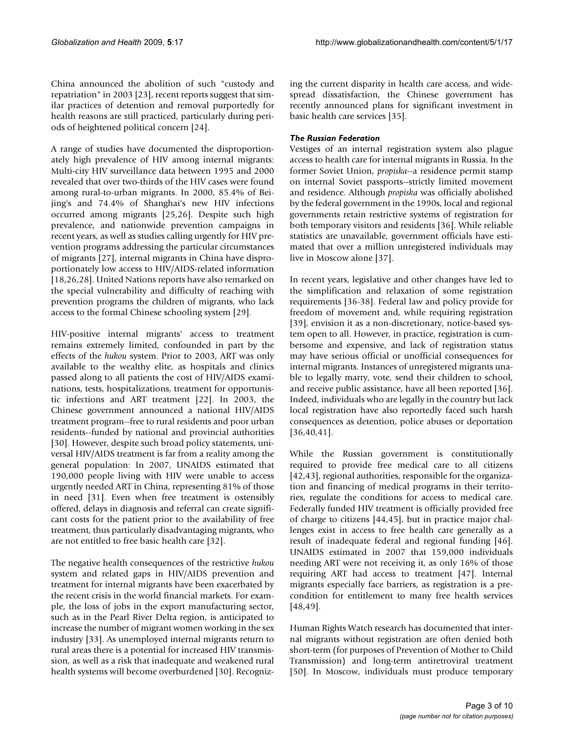China announced the abolition of such "custody and repatriation" in 2003 [23], recent reports suggest that similar practices of detention and removal purportedly for health reasons are still practiced, particularly during periods of heightened political concern [24].

A range of studies have documented the disproportionately high prevalence of HIV among internal migrants: Multi-city HIV surveillance data between 1995 and 2000 revealed that over two-thirds of the HIV cases were found among rural-to-urban migrants. In 2000, 85.4% of Beijing's and 74.4% of Shanghai's new HIV infections occurred among migrants [25,26]. Despite such high prevalence, and nationwide prevention campaigns in recent years, as well as studies calling urgently for HIV prevention programs addressing the particular circumstances of migrants [27], internal migrants in China have disproportionately low access to HIV/AIDS-related information [18,26,28]. United Nations reports have also remarked on the special vulnerability and difficulty of reaching with prevention programs the children of migrants, who lack access to the formal Chinese schooling system [29].

HIV-positive internal migrants' access to treatment remains extremely limited, confounded in part by the effects of the *hukou* system. Prior to 2003, ART was only available to the wealthy elite, as hospitals and clinics passed along to all patients the cost of HIV/AIDS examinations, tests, hospitalizations, treatment for opportunistic infections and ART treatment [22]. In 2003, the Chinese government announced a national HIV/AIDS treatment program--free to rural residents and poor urban residents--funded by national and provincial authorities [30]. However, despite such broad policy statements, universal HIV/AIDS treatment is far from a reality among the general population: In 2007, UNAIDS estimated that 190,000 people living with HIV were unable to access urgently needed ART in China, representing 81% of those in need [31]. Even when free treatment is ostensibly offered, delays in diagnosis and referral can create significant costs for the patient prior to the availability of free treatment, thus particularly disadvantaging migrants, who are not entitled to free basic health care [32].

The negative health consequences of the restrictive *hukou* system and related gaps in HIV/AIDS prevention and treatment for internal migrants have been exacerbated by the recent crisis in the world financial markets. For example, the loss of jobs in the export manufacturing sector, such as in the Pearl River Delta region, is anticipated to increase the number of migrant women working in the sex industry [33]. As unemployed internal migrants return to rural areas there is a potential for increased HIV transmission, as well as a risk that inadequate and weakened rural health systems will become overburdened [30]. Recognizing the current disparity in health care access, and widespread dissatisfaction, the Chinese government has recently announced plans for significant investment in basic health care services [35].

### *The Russian Federation*

Vestiges of an internal registration system also plague access to health care for internal migrants in Russia. In the former Soviet Union, *propiska*--a residence permit stamp on internal Soviet passports--strictly limited movement and residence. Although *propiska* was officially abolished by the federal government in the 1990s, local and regional governments retain restrictive systems of registration for both temporary visitors and residents [36]. While reliable statistics are unavailable, government officials have estimated that over a million unregistered individuals may live in Moscow alone [37].

In recent years, legislative and other changes have led to the simplification and relaxation of some registration requirements [36-38]. Federal law and policy provide for freedom of movement and, while requiring registration [39], envision it as a non-discretionary, notice-based system open to all. However, in practice, registration is cumbersome and expensive, and lack of registration status may have serious official or unofficial consequences for internal migrants. Instances of unregistered migrants unable to legally marry, vote, send their children to school, and receive public assistance, have all been reported [36]. Indeed, individuals who are legally in the country but lack local registration have also reportedly faced such harsh consequences as detention, police abuses or deportation [36,40,41].

While the Russian government is constitutionally required to provide free medical care to all citizens [42,43], regional authorities, responsible for the organization and financing of medical programs in their territories, regulate the conditions for access to medical care. Federally funded HIV treatment is officially provided free of charge to citizens [44,45], but in practice major challenges exist in access to free health care generally as a result of inadequate federal and regional funding [46]. UNAIDS estimated in 2007 that 159,000 individuals needing ART were not receiving it, as only 16% of those requiring ART had access to treatment [47]. Internal migrants especially face barriers, as registration is a precondition for entitlement to many free health services [48,49].

Human Rights Watch research has documented that internal migrants without registration are often denied both short-term (for purposes of Prevention of Mother to Child Transmission) and long-term antiretroviral treatment [50]. In Moscow, individuals must produce temporary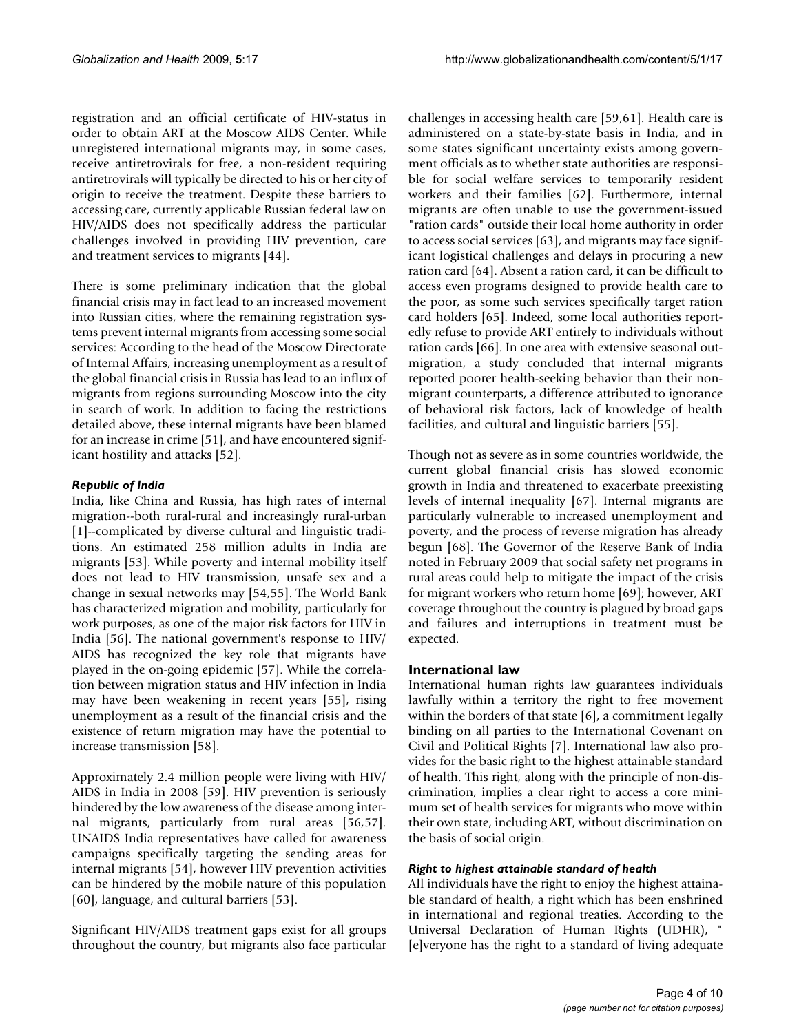registration and an official certificate of HIV-status in order to obtain ART at the Moscow AIDS Center. While unregistered international migrants may, in some cases, receive antiretrovirals for free, a non-resident requiring antiretrovirals will typically be directed to his or her city of origin to receive the treatment. Despite these barriers to accessing care, currently applicable Russian federal law on HIV/AIDS does not specifically address the particular challenges involved in providing HIV prevention, care and treatment services to migrants [44].

There is some preliminary indication that the global financial crisis may in fact lead to an increased movement into Russian cities, where the remaining registration systems prevent internal migrants from accessing some social services: According to the head of the Moscow Directorate of Internal Affairs, increasing unemployment as a result of the global financial crisis in Russia has lead to an influx of migrants from regions surrounding Moscow into the city in search of work. In addition to facing the restrictions detailed above, these internal migrants have been blamed for an increase in crime [51], and have encountered significant hostility and attacks [52].

#### *Republic of India*

India, like China and Russia, has high rates of internal migration--both rural-rural and increasingly rural-urban [1]--complicated by diverse cultural and linguistic traditions. An estimated 258 million adults in India are migrants [53]. While poverty and internal mobility itself does not lead to HIV transmission, unsafe sex and a change in sexual networks may [54,55]. The World Bank has characterized migration and mobility, particularly for work purposes, as one of the major risk factors for HIV in India [56]. The national government's response to HIV/AIDS has recognized the key role that migrants have played in the on-going epidemic [57]. While the correlation between migration status and HIV infection in India may have been weakening in recent years [55], rising unemployment as a result of the financial crisis and the existence of return migration may have the potential to increase transmission [58].

Approximately 2.4 million people were living with HIV/AIDS in India in 2008 [59]. HIV prevention is seriously hindered by the low awareness of the disease among internal migrants, particularly from rural areas [56,57]. UNAIDS India representatives have called for awareness campaigns specifically targeting the sending areas for internal migrants [54], however HIV prevention activities can be hindered by the mobile nature of this population [60], language, and cultural barriers [53].

Significant HIV/AIDS treatment gaps exist for all groups throughout the country, but migrants also face particular challenges in accessing health care [59,61]. Health care is administered on a state-by-state basis in India, and in some states significant uncertainty exists among government officials as to whether state authorities are responsible for social welfare services to temporarily resident workers and their families [62]. Furthermore, internal migrants are often unable to use the government-issued "ration cards" outside their local home authority in order to access social services [63], and migrants may face significant logistical challenges and delays in procuring a new ration card [64]. Absent a ration card, it can be difficult to access even programs designed to provide health care to the poor, as some such services specifically target ration card holders [65]. Indeed, some local authorities reportedly refuse to provide ART entirely to individuals without ration cards [66]. In one area with extensive seasonal outmigration, a study concluded that internal migrants reported poorer health-seeking behavior than their non-migrant counterparts, a difference attributed to ignorance of behavioral risk factors, lack of knowledge of health facilities, and cultural and linguistic barriers [55].

Though not as severe as in some countries worldwide, the current global financial crisis has slowed economic growth in India and threatened to exacerbate preexisting levels of internal inequality [67]. Internal migrants are particularly vulnerable to increased unemployment and poverty, and the process of reverse migration has already begun [68]. The Governor of the Reserve Bank of India noted in February 2009 that social safety net programs in rural areas could help to mitigate the impact of the crisis for migrant workers who return home [69]; however, ART coverage throughout the country is plagued by broad gaps and failures and interruptions in treatment must be expected.

### International law

International human rights law guarantees individuals lawfully within a territory the right to free movement within the borders of that state [6], a commitment legally binding on all parties to the International Covenant on Civil and Political Rights [7]. International law also provides for the basic right to the highest attainable standard of health. This right, along with the principle of non-discrimination, implies a clear right to access a core minimum set of health services for migrants who move within their own state, including ART, without discrimination on the basis of social origin.

#### *Right to highest attainable standard of health*

All individuals have the right to enjoy the highest attainable standard of health, a right which has been enshrined in international and regional treaties. According to the Universal Declaration of Human Rights (UDHR), " [e]veryone has the right to a standard of living adequate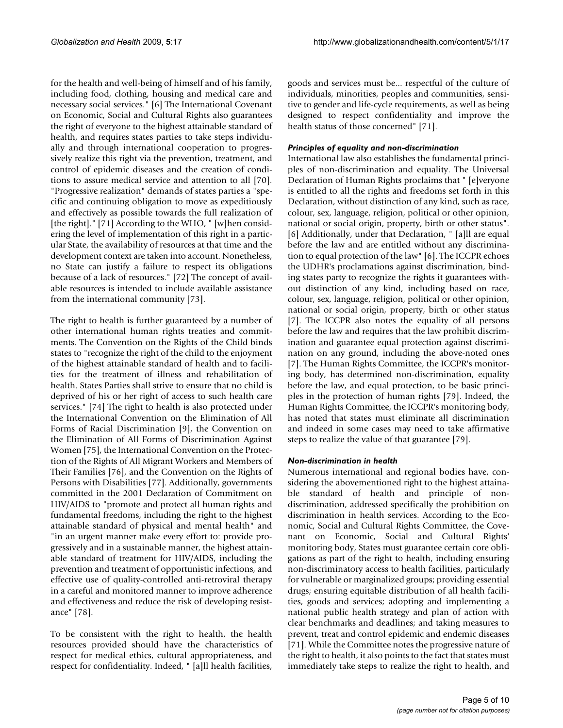for the health and well-being of himself and of his family, including food, clothing, housing and medical care and necessary social services." [6] The International Covenant on Economic, Social and Cultural Rights also guarantees the right of everyone to the highest attainable standard of health, and requires states parties to take steps individually and through international cooperation to progressively realize this right via the prevention, treatment, and control of epidemic diseases and the creation of conditions to assure medical service and attention to all [70]. "Progressive realization" demands of states parties a "specific and continuing obligation to move as expeditiously and effectively as possible towards the full realization of [the right]." [71] According to the WHO, " [w]hen considering the level of implementation of this right in a particular State, the availability of resources at that time and the development context are taken into account. Nonetheless, no State can justify a failure to respect its obligations because of a lack of resources." [72] The concept of available resources is intended to include available assistance from the international community [73].

The right to health is further guaranteed by a number of other international human rights treaties and commitments. The Convention on the Rights of the Child binds states to "recognize the right of the child to the enjoyment of the highest attainable standard of health and to facilities for the treatment of illness and rehabilitation of health. States Parties shall strive to ensure that no child is deprived of his or her right of access to such health care services." [74] The right to health is also protected under the International Convention on the Elimination of All Forms of Racial Discrimination [9], the Convention on the Elimination of All Forms of Discrimination Against Women [75], the International Convention on the Protection of the Rights of All Migrant Workers and Members of Their Families [76], and the Convention on the Rights of Persons with Disabilities [77]. Additionally, governments committed in the 2001 Declaration of Commitment on HIV/AIDS to "promote and protect all human rights and fundamental freedoms, including the right to the highest attainable standard of physical and mental health" and "in an urgent manner make every effort to: provide progressively and in a sustainable manner, the highest attainable standard of treatment for HIV/AIDS, including the prevention and treatment of opportunistic infections, and effective use of quality-controlled anti-retroviral therapy in a careful and monitored manner to improve adherence and effectiveness and reduce the risk of developing resistance" [78].

To be consistent with the right to health, the health resources provided should have the characteristics of respect for medical ethics, cultural appropriateness, and respect for confidentiality. Indeed, " [a]ll health facilities, goods and services must be... respectful of the culture of individuals, minorities, peoples and communities, sensitive to gender and life-cycle requirements, as well as being designed to respect confidentiality and improve the health status of those concerned" [71].

### *Principles of equality and non-discrimination*

International law also establishes the fundamental principles of non-discrimination and equality. The Universal Declaration of Human Rights proclaims that " [e]veryone is entitled to all the rights and freedoms set forth in this Declaration, without distinction of any kind, such as race, colour, sex, language, religion, political or other opinion, national or social origin, property, birth or other status". [6] Additionally, under that Declaration, " [a]ll are equal before the law and are entitled without any discrimination to equal protection of the law" [6]. The ICCPR echoes the UDHR's proclamations against discrimination, binding states party to recognize the rights it guarantees without distinction of any kind, including based on race, colour, sex, language, religion, political or other opinion, national or social origin, property, birth or other status [7]. The ICCPR also notes the equality of all persons before the law and requires that the law prohibit discrimination and guarantee equal protection against discrimination on any ground, including the above-noted ones [7]. The Human Rights Committee, the ICCPR's monitoring body, has determined non-discrimination, equality before the law, and equal protection, to be basic principles in the protection of human rights [79]. Indeed, the Human Rights Committee, the ICCPR's monitoring body, has noted that states must eliminate all discrimination and indeed in some cases may need to take affirmative steps to realize the value of that guarantee [79].

### *Non-discrimination in health*

Numerous international and regional bodies have, considering the abovementioned right to the highest attainable standard of health and principle of non-discrimination, addressed specifically the prohibition on discrimination in health services. According to the Economic, Social and Cultural Rights Committee, the Covenant on Economic, Social and Cultural Rights' monitoring body, States must guarantee certain core obligations as part of the right to health, including ensuring non-discriminatory access to health facilities, particularly for vulnerable or marginalized groups; providing essential drugs; ensuring equitable distribution of all health facilities, goods and services; adopting and implementing a national public health strategy and plan of action with clear benchmarks and deadlines; and taking measures to prevent, treat and control epidemic and endemic diseases [71]. While the Committee notes the progressive nature of the right to health, it also points to the fact that states must immediately take steps to realize the right to health, and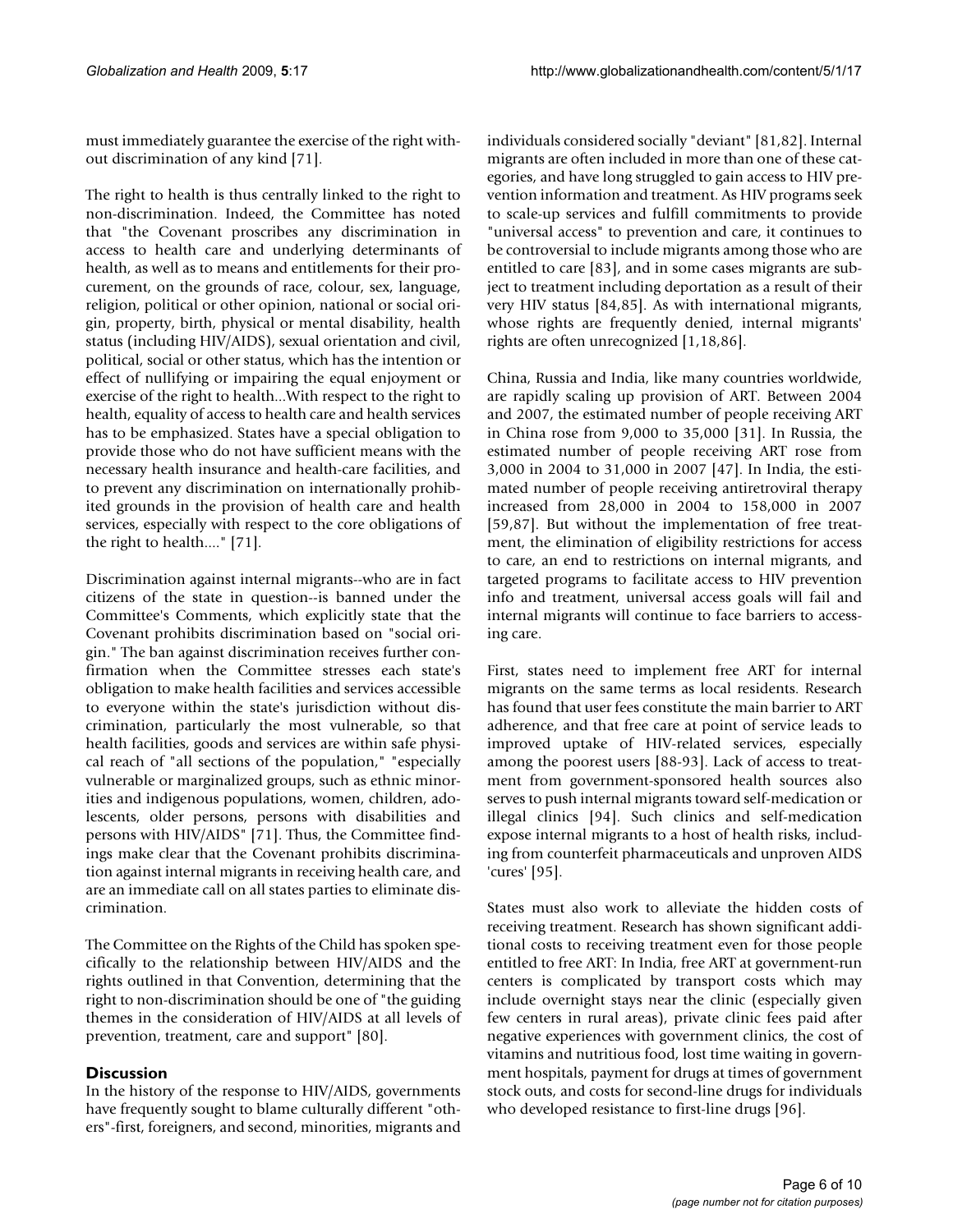must immediately guarantee the exercise of the right without discrimination of any kind [71].

The right to health is thus centrally linked to the right to non-discrimination. Indeed, the Committee has noted that "the Covenant proscribes any discrimination in access to health care and underlying determinants of health, as well as to means and entitlements for their procurement, on the grounds of race, colour, sex, language, religion, political or other opinion, national or social origin, property, birth, physical or mental disability, health status (including HIV/AIDS), sexual orientation and civil, political, social or other status, which has the intention or effect of nullifying or impairing the equal enjoyment or exercise of the right to health...With respect to the right to health, equality of access to health care and health services has to be emphasized. States have a special obligation to provide those who do not have sufficient means with the necessary health insurance and health-care facilities, and to prevent any discrimination on internationally prohibited grounds in the provision of health care and health services, especially with respect to the core obligations of the right to health...." [71].

Discrimination against internal migrants--who are in fact citizens of the state in question--is banned under the Committee's Comments, which explicitly state that the Covenant prohibits discrimination based on "social origin." The ban against discrimination receives further confirmation when the Committee stresses each state's obligation to make health facilities and services accessible to everyone within the state's jurisdiction without discrimination, particularly the most vulnerable, so that health facilities, goods and services are within safe physical reach of "all sections of the population," "especially vulnerable or marginalized groups, such as ethnic minorities and indigenous populations, women, children, adolescents, older persons, persons with disabilities and persons with HIV/AIDS" [71]. Thus, the Committee findings make clear that the Covenant prohibits discrimination against internal migrants in receiving health care, and are an immediate call on all states parties to eliminate discrimination.

The Committee on the Rights of the Child has spoken specifically to the relationship between HIV/AIDS and the rights outlined in that Convention, determining that the right to non-discrimination should be one of "the guiding themes in the consideration of HIV/AIDS at all levels of prevention, treatment, care and support" [80].

## Discussion

In the history of the response to HIV/AIDS, governments have frequently sought to blame culturally different "others"-first, foreigners, and second, minorities, migrants and individuals considered socially "deviant" [81,82]. Internal migrants are often included in more than one of these categories, and have long struggled to gain access to HIV prevention information and treatment. As HIV programs seek to scale-up services and fulfill commitments to provide "universal access" to prevention and care, it continues to be controversial to include migrants among those who are entitled to care [83], and in some cases migrants are subject to treatment including deportation as a result of their very HIV status [84,85]. As with international migrants, whose rights are frequently denied, internal migrants' rights are often unrecognized [1,18,86].

China, Russia and India, like many countries worldwide, are rapidly scaling up provision of ART. Between 2004 and 2007, the estimated number of people receiving ART in China rose from 9,000 to 35,000 [31]. In Russia, the estimated number of people receiving ART rose from 3,000 in 2004 to 31,000 in 2007 [47]. In India, the estimated number of people receiving antiretroviral therapy increased from 28,000 in 2004 to 158,000 in 2007 [59,87]. But without the implementation of free treatment, the elimination of eligibility restrictions for access to care, an end to restrictions on internal migrants, and targeted programs to facilitate access to HIV prevention info and treatment, universal access goals will fail and internal migrants will continue to face barriers to accessing care.

First, states need to implement free ART for internal migrants on the same terms as local residents. Research has found that user fees constitute the main barrier to ART adherence, and that free care at point of service leads to improved uptake of HIV-related services, especially among the poorest users [88-93]. Lack of access to treatment from government-sponsored health sources also serves to push internal migrants toward self-medication or illegal clinics [94]. Such clinics and self-medication expose internal migrants to a host of health risks, including from counterfeit pharmaceuticals and unproven AIDS 'cures' [95].

States must also work to alleviate the hidden costs of receiving treatment. Research has shown significant additional costs to receiving treatment even for those people entitled to free ART: In India, free ART at government-run centers is complicated by transport costs which may include overnight stays near the clinic (especially given few centers in rural areas), private clinic fees paid after negative experiences with government clinics, the cost of vitamins and nutritious food, lost time waiting in government hospitals, payment for drugs at times of government stock outs, and costs for second-line drugs for individuals who developed resistance to first-line drugs [96].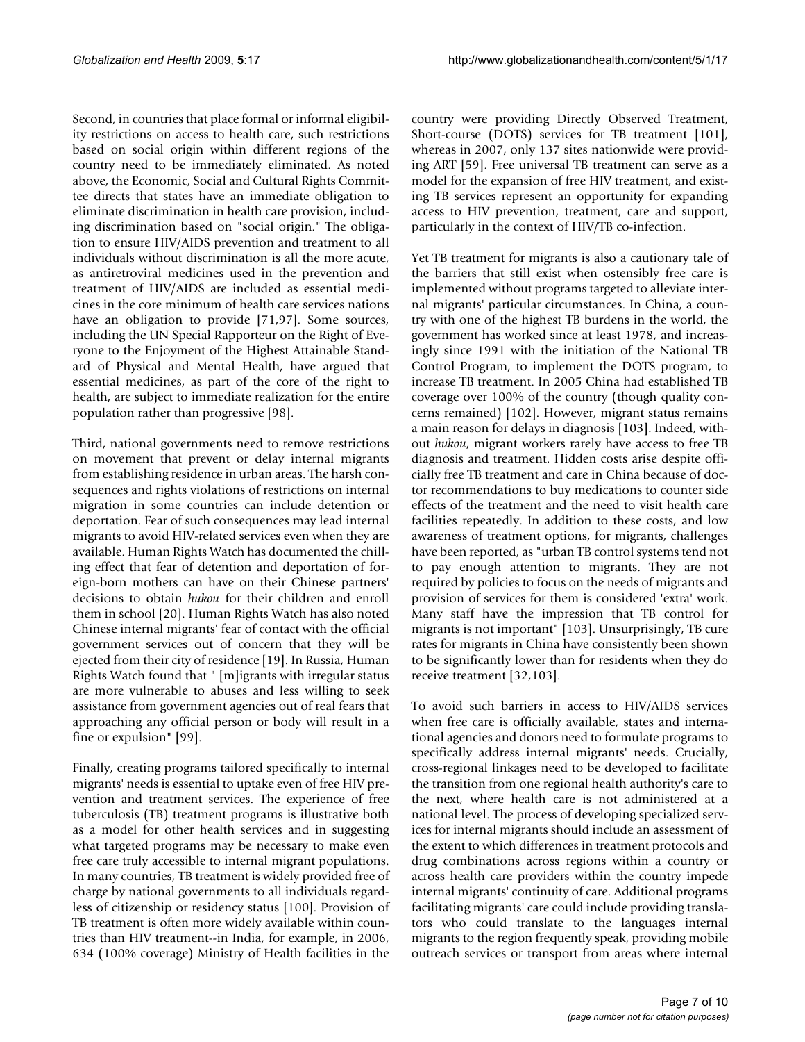Second, in countries that place formal or informal eligibility restrictions on access to health care, such restrictions based on social origin within different regions of the country need to be immediately eliminated. As noted above, the Economic, Social and Cultural Rights Committee directs that states have an immediate obligation to eliminate discrimination in health care provision, including discrimination based on "social origin." The obligation to ensure HIV/AIDS prevention and treatment to all individuals without discrimination is all the more acute, as antiretroviral medicines used in the prevention and treatment of HIV/AIDS are included as essential medicines in the core minimum of health care services nations have an obligation to provide [71,97]. Some sources, including the UN Special Rapporteur on the Right of Everyone to the Enjoyment of the Highest Attainable Standard of Physical and Mental Health, have argued that essential medicines, as part of the core of the right to health, are subject to immediate realization for the entire population rather than progressive [98].

Third, national governments need to remove restrictions on movement that prevent or delay internal migrants from establishing residence in urban areas. The harsh consequences and rights violations of restrictions on internal migration in some countries can include detention or deportation. Fear of such consequences may lead internal migrants to avoid HIV-related services even when they are available. Human Rights Watch has documented the chilling effect that fear of detention and deportation of foreign-born mothers can have on their Chinese partners' decisions to obtain *hukou* for their children and enroll them in school [20]. Human Rights Watch has also noted Chinese internal migrants' fear of contact with the official government services out of concern that they will be ejected from their city of residence [19]. In Russia, Human Rights Watch found that " [m]igrants with irregular status are more vulnerable to abuses and less willing to seek assistance from government agencies out of real fears that approaching any official person or body will result in a fine or expulsion" [99].

Finally, creating programs tailored specifically to internal migrants' needs is essential to uptake even of free HIV prevention and treatment services. The experience of free tuberculosis (TB) treatment programs is illustrative both as a model for other health services and in suggesting what targeted programs may be necessary to make even free care truly accessible to internal migrant populations. In many countries, TB treatment is widely provided free of charge by national governments to all individuals regardless of citizenship or residency status [100]. Provision of TB treatment is often more widely available within countries than HIV treatment--in India, for example, in 2006, 634 (100% coverage) Ministry of Health facilities in the country were providing Directly Observed Treatment, Short-course (DOTS) services for TB treatment [101], whereas in 2007, only 137 sites nationwide were providing ART [59]. Free universal TB treatment can serve as a model for the expansion of free HIV treatment, and existing TB services represent an opportunity for expanding access to HIV prevention, treatment, care and support, particularly in the context of HIV/TB co-infection.

Yet TB treatment for migrants is also a cautionary tale of the barriers that still exist when ostensibly free care is implemented without programs targeted to alleviate internal migrants' particular circumstances. In China, a country with one of the highest TB burdens in the world, the government has worked since at least 1978, and increasingly since 1991 with the initiation of the National TB Control Program, to implement the DOTS program, to increase TB treatment. In 2005 China had established TB coverage over 100% of the country (though quality concerns remained) [102]. However, migrant status remains a main reason for delays in diagnosis [103]. Indeed, without *hukou*, migrant workers rarely have access to free TB diagnosis and treatment. Hidden costs arise despite officially free TB treatment and care in China because of doctor recommendations to buy medications to counter side effects of the treatment and the need to visit health care facilities repeatedly. In addition to these costs, and low awareness of treatment options, for migrants, challenges have been reported, as "urban TB control systems tend not to pay enough attention to migrants. They are not required by policies to focus on the needs of migrants and provision of services for them is considered 'extra' work. Many staff have the impression that TB control for migrants is not important" [103]. Unsurprisingly, TB cure rates for migrants in China have consistently been shown to be significantly lower than for residents when they do receive treatment [32,103].

To avoid such barriers in access to HIV/AIDS services when free care is officially available, states and international agencies and donors need to formulate programs to specifically address internal migrants' needs. Crucially, cross-regional linkages need to be developed to facilitate the transition from one regional health authority's care to the next, where health care is not administered at a national level. The process of developing specialized services for internal migrants should include an assessment of the extent to which differences in treatment protocols and drug combinations across regions within a country or across health care providers within the country impede internal migrants' continuity of care. Additional programs facilitating migrants' care could include providing translators who could translate to the languages internal migrants to the region frequently speak, providing mobile outreach services or transport from areas where internal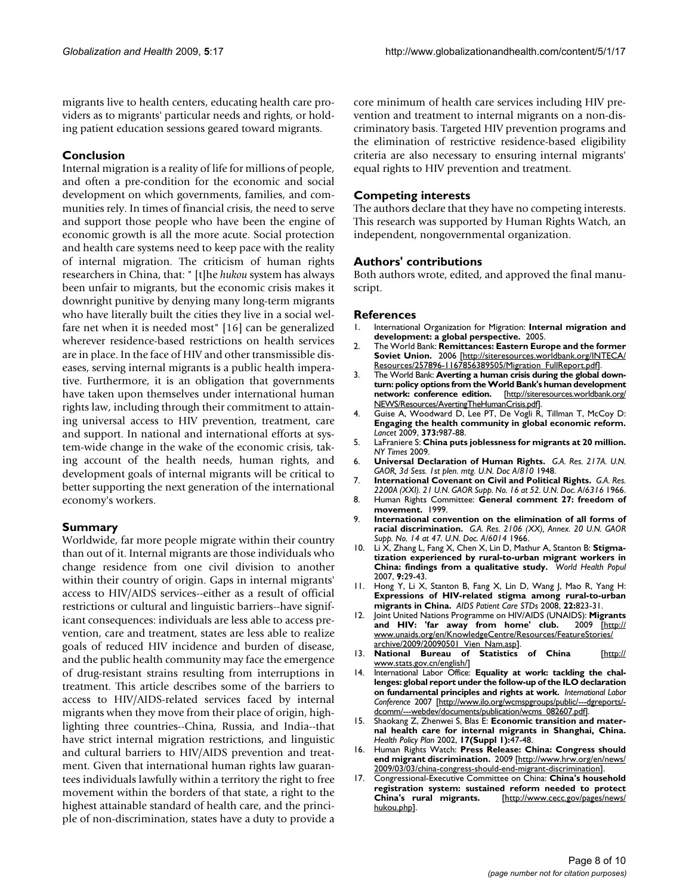migrants live to health centers, educating health care providers as to migrants' particular needs and rights, or holding patient education sessions geared toward migrants.

## Conclusion

Internal migration is a reality of life for millions of people, and often a pre-condition for the economic and social development on which governments, families, and communities rely. In times of financial crisis, the need to serve and support those people who have been the engine of economic growth is all the more acute. Social protection and health care systems need to keep pace with the reality of internal migration. The criticism of human rights researchers in China, that: " [t]he *hukou* system has always been unfair to migrants, but the economic crisis makes it downright punitive by denying many long-term migrants who have literally built the cities they live in a social welfare net when it is needed most" [16] can be generalized wherever residence-based restrictions on health services are in place. In the face of HIV and other transmissible diseases, serving internal migrants is a public health imperative. Furthermore, it is an obligation that governments have taken upon themselves under international human rights law, including through their commitment to attaining universal access to HIV prevention, treatment, care and support. In national and international efforts at system-wide change in the wake of the economic crisis, taking account of the health needs, human rights, and development goals of internal migrants will be critical to better supporting the next generation of the international economy's workers.

## Summary

Worldwide, far more people migrate within their country than out of it. Internal migrants are those individuals who change residence from one civil division to another within their country of origin. Gaps in internal migrants' access to HIV/AIDS services--either as a result of official restrictions or cultural and linguistic barriers--have significant consequences: individuals are less able to access prevention, care and treatment, states are less able to realize goals of reduced HIV incidence and burden of disease, and the public health community may face the emergence of drug-resistant strains resulting from interruptions in treatment. This article describes some of the barriers to access to HIV/AIDS-related services faced by internal migrants when they move from their place of origin, highlighting three countries--China, Russia, and India--that have strict internal migration restrictions, and linguistic and cultural barriers to HIV/AIDS prevention and treatment. Given that international human rights law guarantees individuals lawfully within a territory the right to free movement within the borders of that state, a right to the highest attainable standard of health care, and the principle of non-discrimination, states have a duty to provide a core minimum of health care services including HIV prevention and treatment to internal migrants on a non-discriminatory basis. Targeted HIV prevention programs and the elimination of restrictive residence-based eligibility criteria are also necessary to ensuring internal migrants' equal rights to HIV prevention and treatment.

## Competing interests

The authors declare that they have no competing interests. This research was supported by Human Rights Watch, an independent, nongovernmental organization.

## Authors' contributions

Both authors wrote, edited, and approved the final manuscript.

## References

1. International Organization for Migration: **Internal migration and development: a global perspective.** 2005.
2. The World Bank: **Remittances: Eastern Europe and the former Soviet Union.** 2006 [http://siteresources.worldbank.org/INTECA/Resources/257896-1167856389505/Migration_FullReport.pdf].
3. The World Bank: **Averting a human crisis during the global downturn: policy options from the World Bank's human development network: conference edition.** [http://siteresources.worldbank.org/NEWS/Resources/AvertingTheHumanCrisis.pdf].
4. Guise A, Woodward D, Lee PT, De Vogli R, Tillman T, McCoy D: **Engaging the health community in global economic reform.** *Lancet* 2009, **373:**987-88.
5. LaFraniere S: **China puts joblessness for migrants at 20 million.** *NY Times* 2009.
6. **Universal Declaration of Human Rights.** *G.A. Res. 217A. U.N. GAOR, 3d Sess. 1st plen. mtg. U.N. Doc A/810* 1948.
7. **International Covenant on Civil and Political Rights.** *G.A. Res. 2200A (XXI). 21 U.N. GAOR Supp. No. 16 at 52. U.N. Doc. A/6316* 1966.
8. Human Rights Committee: **General comment 27: freedom of movement.** 1999.
9. **International convention on the elimination of all forms of racial discrimination.** *G.A. Res. 2106 (XX), Annex. 20 U.N. GAOR Supp. No. 14 at 47. U.N. Doc. A/6014* 1966.
10. Li X, Zhang L, Fang X, Chen X, Lin D, Mathur A, Stanton B: **Stigmatization experienced by rural-to-urban migrant workers in China: findings from a qualitative study.** *World Health Popul* 2007, **9:**29-43.
11. Hong Y, Li X, Stanton B, Fang X, Lin D, Wang J, Mao R, Yang H: **Expressions of HIV-related stigma among rural-to-urban migrants in China.** *AIDS Patient Care STDs* 2008, **22:**823-31.
12. Joint United Nations Programme on HIV/AIDS (UNAIDS): **Migrants and HIV: 'far away from home' club.** 2009 [http://www.unaids.org/en/KnowledgeCentre/Resources/FeatureStories/archive/2009/20090501_Vien_Nam.asp].
13. **National Bureau of Statistics of China** [http://www.stats.gov.cn/english/]
14. International Labor Office: **Equality at work: tackling the challenges: global report under the follow-up of the ILO declaration on fundamental principles and rights at work.** *International Labor Conference* 2007 [http://www.ilo.org/wcmspgroups/public/---dgreports/-dcomm/---webdev/documents/publication/wcms_082607.pdf].
15. Shaokang Z, Zhenwei S, Blas E: **Economic transition and maternal health care for internal migrants in Shanghai, China.** *Health Policy Plan* 2002, **17(Suppl 1):**47-48.
16. Human Rights Watch: **Press Release: China: Congress should end migrant discrimination.** 2009 [http://www.hrw.org/en/news/2009/03/03/china-congress-should-end-migrant-discrimination].
17. Congressional-Executive Committee on China: **China's household registration system: sustained reform needed to protect China's rural migrants.** [http://www.cecc.gov/pages/news/hukou.php].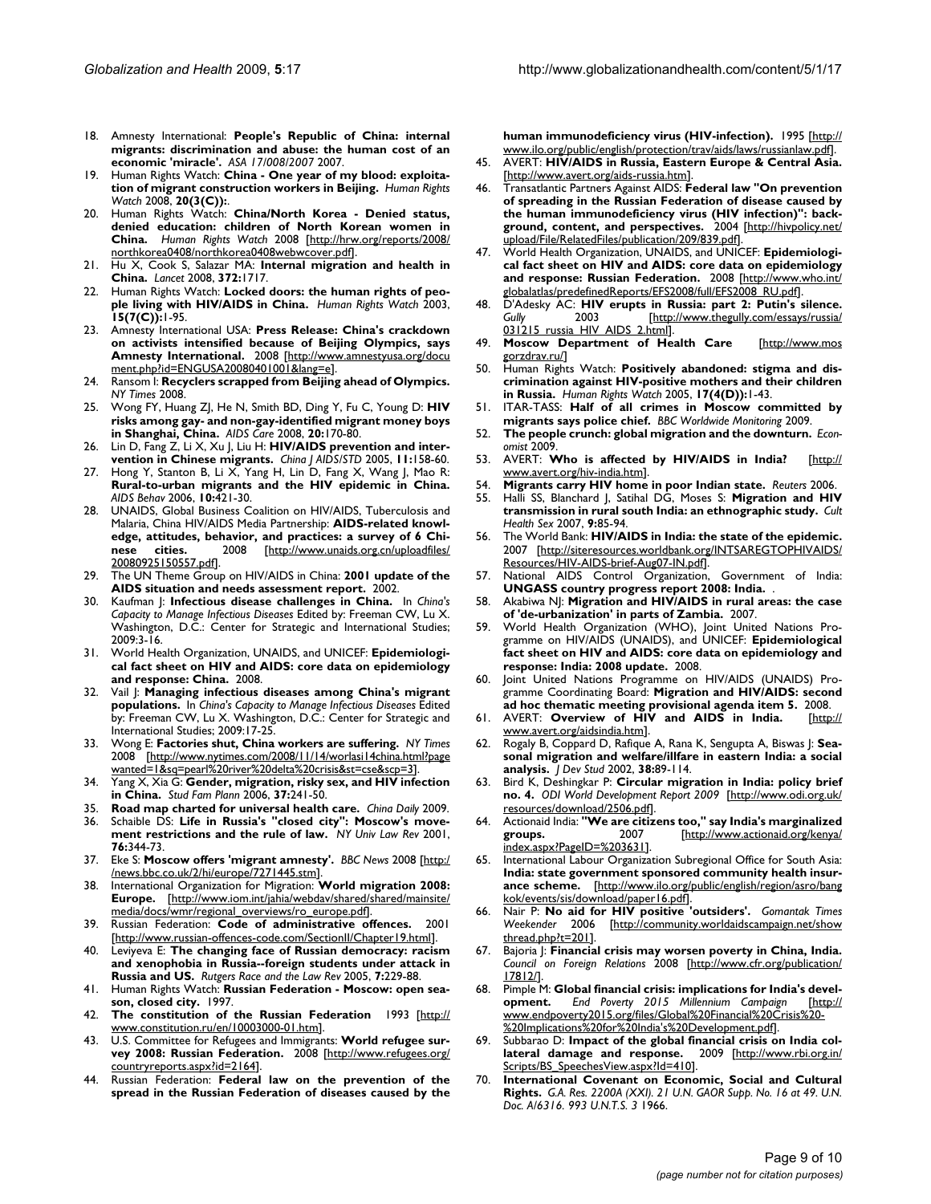18. Amnesty International: **People's Republic of China: internal migrants: discrimination and abuse: the human cost of an economic 'miracle'.** *ASA 17/008/2007* 2007.
19. Human Rights Watch: **China - One year of my blood: exploitation of migrant construction workers in Beijing.** *Human Rights Watch* 2008, **20(3(C)):**.
20. Human Rights Watch: **China/North Korea - Denied status, denied education: children of North Korean women in China.** *Human Rights Watch* 2008 [http://hrw.org/reports/2008/northkorea0408/northkorea0408webwcover.pdf].
21. Hu X, Cook S, Salazar MA: **Internal migration and health in China.** *Lancet* 2008, **372:**1717.
22. Human Rights Watch: **Locked doors: the human rights of people living with HIV/AIDS in China.** *Human Rights Watch* 2003, **15(7(C)):**1-95.
23. Amnesty International USA: **Press Release: China's crackdown on activists intensified because of Beijing Olympics, says Amnesty International.** 2008 [http://www.amnestyusa.org/document.php?id=ENGUSA20080401001&lang=e].
24. Ransom I: **Recyclers scrapped from Beijing ahead of Olympics.** *NY Times* 2008.
25. Wong FY, Huang ZJ, He N, Smith BD, Ding Y, Fu C, Young D: **HIV risks among gay- and non-gay-identified migrant money boys in Shanghai, China.** *AIDS Care* 2008, **20:**170-80.
26. Lin D, Fang Z, Li X, Xu J, Liu H: **HIV/AIDS prevention and intervention in Chinese migrants.** *China J AIDS/STD* 2005, **11:**158-60.
27. Hong Y, Stanton B, Li X, Yang H, Lin D, Fang X, Wang J, Mao R: **Rural-to-urban migrants and the HIV epidemic in China.** *AIDS Behav* 2006, **10:**421-30.
28. UNAIDS, Global Business Coalition on HIV/AIDS, Tuberculosis and Malaria, China HIV/AIDS Media Partnership: **AIDS-related knowledge, attitudes, behavior, and practices: a survey of 6 Chinese cities.** 2008 [http://www.unaids.org.cn/uploadfiles/20080925150557.pdf].
29. The UN Theme Group on HIV/AIDS in China: **2001 update of the AIDS situation and needs assessment report.** 2002.
30. Kaufman J: **Infectious disease challenges in China.** In *China's Capacity to Manage Infectious Diseases* Edited by: Freeman CW, Lu X. Washington, D.C.: Center for Strategic and International Studies; 2009:3-16.
31. World Health Organization, UNAIDS, and UNICEF: **Epidemiological fact sheet on HIV and AIDS: core data on epidemiology and response: China.** 2008.
32. Vail J: **Managing infectious diseases among China's migrant populations.** In *China's Capacity to Manage Infectious Diseases* Edited by: Freeman CW, Lu X. Washington, D.C.: Center for Strategic and International Studies; 2009:17-25.
33. Wong E: **Factories shut, China workers are suffering.** *NY Times* 2008 [http://www.nytimes.com/2008/11/14/worlasi14china.html?pagewanted=1&sq=pearl%20river%20delta%20crisis&st=cse&scp=3].
34. Yang X, Xia G: **Gender, migration, risky sex, and HIV infection in China.** *Stud Fam Plann* 2006, **37:**241-50.
35. **Road map charted for universal health care.** *China Daily* 2009.
36. Schaible DS: **Life in Russia's "closed city": Moscow's movement restrictions and the rule of law.** *NY Univ Law Rev* 2001, **76:**344-73.
37. Eke S: **Moscow offers 'migrant amnesty'.** *BBC News* 2008 [http://news.bbc.co.uk/2/hi/europe/7271445.stm].
38. International Organization for Migration: **World migration 2008: Europe.** [http://www.iom.int/jahia/webdav/shared/shared/mainsite/media/docs/wmr/regional_overviews/ro_europe.pdf].
39. Russian Federation: **Code of administrative offences.** 2001 [http://www.russian-offences-code.com/SectionII/Chapter19.html].
40. Leviyeva E: **The changing face of Russian democracy: racism and xenophobia in Russia--foreign students under attack in Russia and US.** *Rutgers Race and the Law Rev* 2005, **7:**229-88.
41. Human Rights Watch: **Russian Federation - Moscow: open season, closed city.** 1997.
42. **The constitution of the Russian Federation** 1993 [http://www.constitution.ru/en/10003000-01.htm].
43. U.S. Committee for Refugees and Immigrants: **World refugee survey 2008: Russian Federation.** 2008 [http://www.refugees.org/countryreports.aspx?id=2164].
44. Russian Federation: **Federal law on the prevention of the spread in the Russian Federation of diseases caused by the human immunodeficiency virus (HIV-infection).** 1995 [http://www.ilo.org/public/english/protection/trav/aids/laws/russianlaw.pdf].
45. AVERT: **HIV/AIDS in Russia, Eastern Europe & Central Asia.** [http://www.avert.org/aids-russia.htm].
46. Transatlantic Partners Against AIDS: **Federal law "On prevention of spreading in the Russian Federation of disease caused by the human immunodeficiency virus (HIV infection)": background, content, and perspectives.** 2004 [http://hivpolicy.net/upload/File/RelatedFiles/publication/209/839.pdf].
47. World Health Organization, UNAIDS, and UNICEF: **Epidemiological fact sheet on HIV and AIDS: core data on epidemiology and response: Russian Federation.** 2008 [http://www.who.int/globalatlas/predefinedReports/EFS2008/full/EFS2008_RU.pdf].
48. D'Adesky AC: **HIV erupts in Russia: part 2: Putin's silence.** *Gully* 2003 [http://www.thegully.com/essays/russia/031215_russia_HIV_AIDS_2.html].
49. **Moscow Department of Health Care** [http://www.mosgorzdrav.ru/]
50. Human Rights Watch: **Positively abandoned: stigma and discrimination against HIV-positive mothers and their children in Russia.** *Human Rights Watch* 2005, **17(4(D)):**1-43.
51. ITAR-TASS: **Half of all crimes in Moscow committed by migrants says police chief.** *BBC Worldwide Monitoring* 2009.
52. **The people crunch: global migration and the downturn.** *Economist* 2009.
53. AVERT: **Who is affected by HIV/AIDS in India?** [http://www.avert.org/hiv-india.htm].
54. **Migrants carry HIV home in poor Indian state.** *Reuters* 2006.
55. Halli SS, Blanchard J, Satihal DG, Moses S: **Migration and HIV transmission in rural south India: an ethnographic study.** *Cult Health Sex* 2007, **9:**85-94.
56. The World Bank: **HIV/AIDS in India: the state of the epidemic.** 2007 [http://siteresources.worldbank.org/INTSAREGTOPHIVAIDS/Resources/HIV-AIDS-brief-Aug07-IN.pdf].
57. National AIDS Control Organization, Government of India: **UNGASS country progress report 2008: India.** .
58. Akabiwa NJ: **Migration and HIV/AIDS in rural areas: the case of 'de-urbanization' in parts of Zambia.** 2007.
59. World Health Organization (WHO), Joint United Nations Programme on HIV/AIDS (UNAIDS), and UNICEF: **Epidemiological fact sheet on HIV and AIDS: core data on epidemiology and response: India: 2008 update.** 2008.
60. Joint United Nations Programme on HIV/AIDS (UNAIDS) Programme Coordinating Board: **Migration and HIV/AIDS: second ad hoc thematic meeting provisional agenda item 5.** 2008.
61. AVERT: **Overview of HIV and AIDS in India.** [http://www.avert.org/aidsindia.htm].
62. Rogaly B, Coppard D, Rafique A, Rana K, Sengupta A, Biswas J: **Seasonal migration and welfare/illfare in eastern India: a social analysis.** *J Dev Stud* 2002, **38:**89-114.
63. Bird K, Deshingkar P: **Circular migration in India: policy brief no. 4.** *ODI World Development Report 2009* [http://www.odi.org.uk/resources/download/2506.pdf].
64. Actionaid India: **"We are citizens too," say India's marginalized groups.** 2007 [http://www.actionaid.org/kenya/index.aspx?PageID=%203631].
65. International Labour Organization Subregional Office for South Asia: **India: state government sponsored community health insurance scheme.** [http://www.ilo.org/public/english/region/asro/bangkok/events/sis/download/paper16.pdf].
66. Nair P: **No aid for HIV positive 'outsiders'.** *Gomantak Times Weekender* 2006 [http://community.worldaidscampaign.net/showthread.php?t=201].
67. Bajoria J: **Financial crisis may worsen poverty in China, India.** *Council on Foreign Relations* 2008 [http://www.cfr.org/publication/17812/].
68. Pimple M: **Global financial crisis: implications for India's development.** *End Poverty 2015 Millennium Campaign* [http://www.endpoverty2015.org/files/Global%20Financial%20Crisis%20-%20Implications%20for%20India's%20Development.pdf].
69. Subbarao D: **Impact of the global financial crisis on India collateral damage and response.** 2009 [http://www.rbi.org.in/Scripts/BS_SpeechesView.aspx?Id=410].
70. **International Covenant on Economic, Social and Cultural Rights.** *G.A. Res. 2200A (XXI). 21 U.N. GAOR Supp. No. 16 at 49. U.N. Doc. A/6316. 993 U.N.T.S. 3* 1966.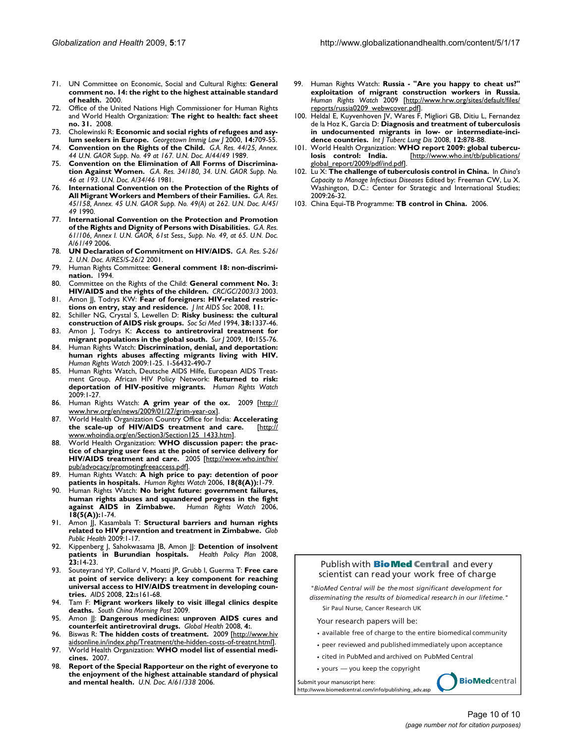71. UN Committee on Economic, Social and Cultural Rights: **General comment no. 14: the right to the highest attainable standard of health.** 2000.
72. Office of the United Nations High Commissioner for Human Rights and World Health Organization: **The right to health: fact sheet no. 31.** 2008.
73. Cholewinski R: **Economic and social rights of refugees and asylum seekers in Europe.** *Georgetown Immig Law J* 2000, **14:**709-55.
74. **Convention on the Rights of the Child.** *G.A. Res. 44/25, Annex. 44 U.N. GAOR Supp. No. 49 at 167. U.N. Doc. A/44/49* 1989.
75. **Convention on the Elimination of All Forms of Discrimination Against Women.** *G.A. Res. 34/180, 34. U.N. GAOR Supp. No. 46 at 193. U.N. Doc. A/34/46* 1981.
76. **International Convention on the Protection of the Rights of All Migrant Workers and Members of their Families.** *G.A. Res. 45/158, Annex. 45 U.N. GAOR Supp. No. 49(A) at 262. U.N. Doc. A/45/49* 1990.
77. **International Convention on the Protection and Promotion of the Rights and Dignity of Persons with Disabilities.** *G.A. Res. 61/106, Annex I. U.N. GAOR, 61st Sess., Supp. No. 49, at 65. U.N. Doc. A/61/49* 2006.
78. **UN Declaration of Commitment on HIV/AIDS.** *G.A. Res. S-26/2. U.N. Doc. A/RES/S-26/2* 2001.
79. Human Rights Committee: **General comment 18: non-discrimination.** 1994.
80. Committee on the Rights of the Child: **General comment No. 3: HIV/AIDS and the rights of the children.** *CRC/GC/2003/3* 2003.
81. Amon JJ, Todrys KW: **Fear of foreigners: HIV-related restrictions on entry, stay and residence.** *J Int AIDS Soc* 2008, **11:**.
82. Schiller NG, Crystal S, Lewellen D: **Risky business: the cultural construction of AIDS risk groups.** *Soc Sci Med* 1994, **38:**1337-46.
83. Amon J, Todrys K: **Access to antiretroviral treatment for migrant populations in the global south.** *Sur J* 2009, **10:**155-76.
84. Human Rights Watch: **Discrimination, denial, and deportation: human rights abuses affecting migrants living with HIV.** *Human Rights Watch* 2009:1-25. 1-56432-490-7
85. Human Rights Watch, Deutsche AIDS Hilfe, European AIDS Treatment Group, African HIV Policy Network: **Returned to risk: deportation of HIV-positive migrants.** *Human Rights Watch* 2009:1-27.
86. Human Rights Watch: **A grim year of the ox.** 2009 [http://www.hrw.org/en/news/2009/01/27/grim-year-ox].
87. World Health Organization Country Office for India: **Accelerating the scale-up of HIV/AIDS treatment and care.** [http://www.whoindia.org/en/Section3/Section125_1433.htm].
88. World Health Organization: **WHO discussion paper: the practice of charging user fees at the point of service delivery for HIV/AIDS treatment and care.** 2005 [http://www.who.int/hiv/pub/advocacy/promotingfreeaccess.pdf].
89. Human Rights Watch: **A high price to pay: detention of poor patients in hospitals.** *Human Rights Watch* 2006, **18(8(A)):**1-79.
90. Human Rights Watch: **No bright future: government failures, human rights abuses and squandered progress in the fight against AIDS in Zimbabwe.** *Human Rights Watch* 2006, **18(5(A)):**1-74.
91. Amon JJ, Kasambala T: **Structural barriers and human rights related to HIV prevention and treatment in Zimbabwe.** *Glob Public Health* 2009:1-17.
92. Kippenberg J, Sahokwasama JB, Amon JJ: **Detention of insolvent patients in Burundian hospitals.** *Health Policy Plan* 2008, **23:**14-23.
93. Souteyrand YP, Collard V, Moatti JP, Grubb I, Guerma T: **Free care at point of service delivery: a key component for reaching universal access to HIV/AIDS treatment in developing countries.** *AIDS* 2008, **22:**s161-68.
94. Tam F: **Migrant workers likely to visit illegal clinics despite deaths.** *South China Morning Post* 2009.
95. Amon JJ: **Dangerous medicines: unproven AIDS cures and counterfeit antiretroviral drugs.** *Global Health* 2008, **4:**.
96. Biswas R: **The hidden costs of treatment.** 2009 [http://www.hivaidsonline.in/index.php/Treatment/the-hidden-costs-of-treatnt.html].
97. World Health Organization: **WHO model list of essential medicines.** 2007.
98. **Report of the Special Rapporteur on the right of everyone to the enjoyment of the highest attainable standard of physical and mental health.** *U.N. Doc. A/61/338* 2006.
99. Human Rights Watch: **Russia - "Are you happy to cheat us?" exploitation of migrant construction workers in Russia.** *Human Rights Watch* 2009 [http://www.hrw.org/sites/default/files/reports/russia0209_webwcover.pdf].
100. Heldal E, Kuyvenhoven JV, Wares F, Migliori GB, Ditiu L, Fernandez de la Hoz K, Garcia D: **Diagnosis and treatment of tuberculosis in undocumented migrants in low- or intermediate-incidence countries.** *Int J Tuberc Lung Dis* 2008, **12:**878-88.
101. World Health Organization: **WHO report 2009: global tuberculosis control: India.** [http://www.who.int/tb/publications/global_report/2009/pdf/ind.pdf].
102. Lu X: **The challenge of tuberculosis control in China.** In *China's Capacity to Manage Infectious Diseases* Edited by: Freeman CW, Lu X. Washington, D.C.: Center for Strategic and International Studies; 2009:26-32.
103. China Equi-TB Programme: **TB control in China.** 2006.

Publish with **BioMed Central** and every scientist can read your work free of charge

*"BioMed Central will be the most significant development for disseminating the results of biomedical research in our lifetime."*

Sir Paul Nurse, Cancer Research UK

Your research papers will be:

- available free of charge to the entire biomedical community
- peer reviewed and published immediately upon acceptance
- cited in PubMed and archived on PubMed Central
- yours — you keep the copyright

Submit your manuscript here:
http://www.biomedcentral.com/info/publishing_adv.asp

**BioMed**central